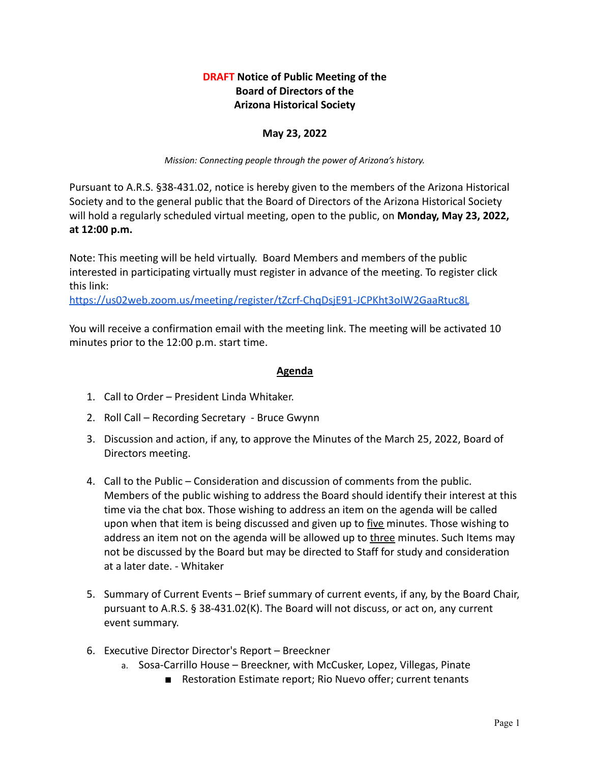**DRAFT Notice of Public Meeting of the Board of Directors of the Arizona Historical Society**

**May 23, 2022**

*Mission: Connecting people through the power of Arizona's history.*

Pursuant to A.R.S. §38-431.02, notice is hereby given to the members of the Arizona Historical Society and to the general public that the Board of Directors of the Arizona Historical Society will hold a regularly scheduled virtual meeting, open to the public, on **Monday, May 23, 2022, at 12:00 p.m.**

Note: This meeting will be held virtually. Board Members and members of the public interested in participating virtually must register in advance of the meeting. To register click this link:
https://us02web.zoom.us/meeting/register/tZcrf-ChqDsjE91-JCPKht3oIW2GaaRtuc8L

You will receive a confirmation email with the meeting link. The meeting will be activated 10 minutes prior to the 12:00 p.m. start time.

## Agenda

1. Call to Order – President Linda Whitaker.
2. Roll Call – Recording Secretary - Bruce Gwynn
3. Discussion and action, if any, to approve the Minutes of the March 25, 2022, Board of Directors meeting.
4. Call to the Public – Consideration and discussion of comments from the public. Members of the public wishing to address the Board should identify their interest at this time via the chat box. Those wishing to address an item on the agenda will be called upon when that item is being discussed and given up to five minutes. Those wishing to address an item not on the agenda will be allowed up to three minutes. Such Items may not be discussed by the Board but may be directed to Staff for study and consideration at a later date. - Whitaker
5. Summary of Current Events – Brief summary of current events, if any, by the Board Chair, pursuant to A.R.S. § 38-431.02(K). The Board will not discuss, or act on, any current event summary.
6. Executive Director Director's Report – Breeckner
   a. Sosa-Carrillo House – Breeckner, with McCusker, Lopez, Villegas, Pinate
      - Restoration Estimate report; Rio Nuevo offer; current tenants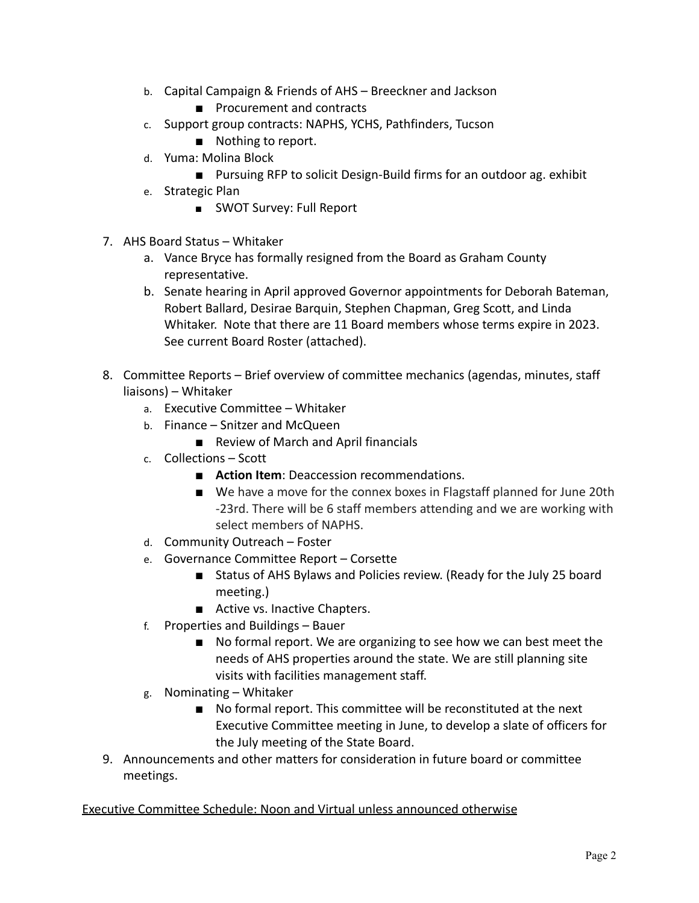b. Capital Campaign & Friends of AHS – Breeckner and Jackson
      - Procurement and contracts
   c. Support group contracts: NAPHS, YCHS, Pathfinders, Tucson
      - Nothing to report.
   d. Yuma: Molina Block
      - Pursuing RFP to solicit Design-Build firms for an outdoor ag. exhibit
   e. Strategic Plan
      - SWOT Survey: Full Report

7. AHS Board Status – Whitaker
   a. Vance Bryce has formally resigned from the Board as Graham County representative.
   b. Senate hearing in April approved Governor appointments for Deborah Bateman, Robert Ballard, Desirae Barquin, Stephen Chapman, Greg Scott, and Linda Whitaker. Note that there are 11 Board members whose terms expire in 2023. See current Board Roster (attached).

8. Committee Reports – Brief overview of committee mechanics (agendas, minutes, staff liaisons) – Whitaker
   a. Executive Committee – Whitaker
   b. Finance – Snitzer and McQueen
      - Review of March and April financials
   c. Collections – Scott
      - **Action Item**: Deaccession recommendations.
      - We have a move for the connex boxes in Flagstaff planned for June 20th -23rd. There will be 6 staff members attending and we are working with select members of NAPHS.
   d. Community Outreach – Foster
   e. Governance Committee Report – Corsette
      - Status of AHS Bylaws and Policies review. (Ready for the July 25 board meeting.)
      - Active vs. Inactive Chapters.
   f. Properties and Buildings – Bauer
      - No formal report. We are organizing to see how we can best meet the needs of AHS properties around the state. We are still planning site visits with facilities management staff.
   g. Nominating – Whitaker
      - No formal report. This committee will be reconstituted at the next Executive Committee meeting in June, to develop a slate of officers for the July meeting of the State Board.

9. Announcements and other matters for consideration in future board or committee meetings.

<u>Executive Committee Schedule: Noon and Virtual unless announced otherwise</u>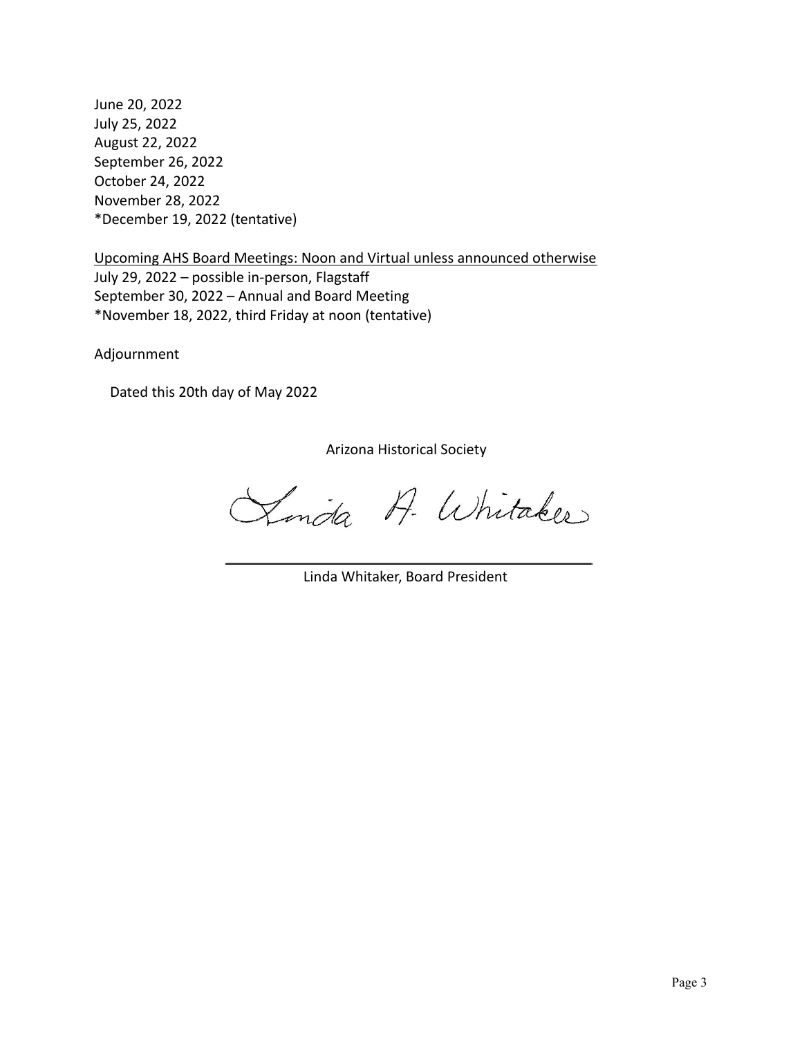June 20, 2022
July 25, 2022
August 22, 2022
September 26, 2022
October 24, 2022
November 28, 2022
*December 19, 2022 (tentative)

<u>Upcoming AHS Board Meetings: Noon and Virtual unless announced otherwise</u>
July 29, 2022 – possible in-person, Flagstaff
September 30, 2022 – Annual and Board Meeting
*November 18, 2022, third Friday at noon (tentative)

Adjournment

Dated this 20th day of May 2022

Arizona Historical Society

Linda A. Whitaker

Linda Whitaker, Board President